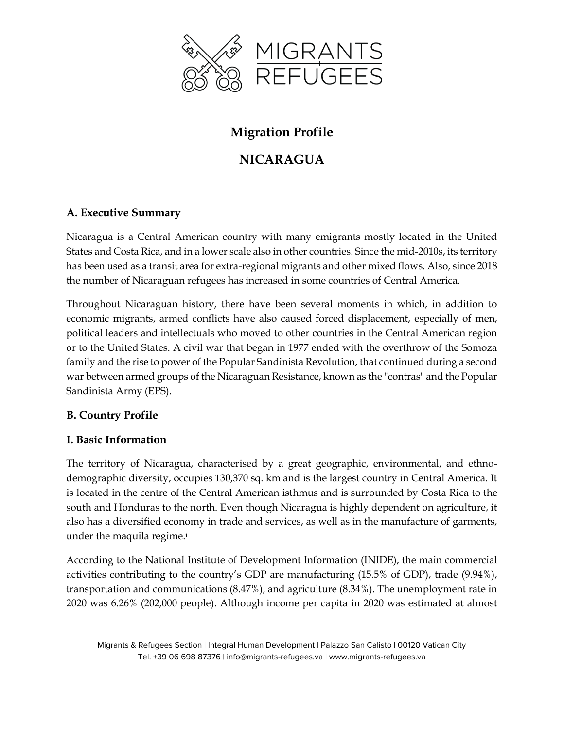# Migration Profile

# NICARAGUA

## A. Executive Summary

Nicaragua is a Central American country with many emigrants mostly located in the United States and Costa Rica, and in a lower scale also in other countries. Since the mid-2010s, its territory has been used as a transit area for extra-regional migrants and other mixed flows. Also, since 2018 the number of Nicaraguan refugees has increased in some countries of Central America.

Throughout Nicaraguan history, there have been several moments in which, in addition to economic migrants, armed conflicts have also caused forced displacement, especially of men, political leaders and intellectuals who moved to other countries in the Central American region or to the United States. A civil war that began in 1977 ended with the overthrow of the Somoza family and the rise to power of the Popular Sandinista Revolution, that continued during a second war between armed groups of the Nicaraguan Resistance, known as the "contras" and the Popular Sandinista Army (EPS).

## B. Country Profile

## I. Basic Information

The territory of Nicaragua, characterised by a great geographic, environmental, and ethno-demographic diversity, occupies 130,370 sq. km and is the largest country in Central America. It is located in the centre of the Central American isthmus and is surrounded by Costa Rica to the south and Honduras to the north. Even though Nicaragua is highly dependent on agriculture, it also has a diversified economy in trade and services, as well as in the manufacture of garments, under the maquila regime.[i]

According to the National Institute of Development Information (INIDE), the main commercial activities contributing to the country's GDP are manufacturing (15.5% of GDP), trade (9.94%), transportation and communications (8.47%), and agriculture (8.34%). The unemployment rate in 2020 was 6.26% (202,000 people). Although income per capita in 2020 was estimated at almost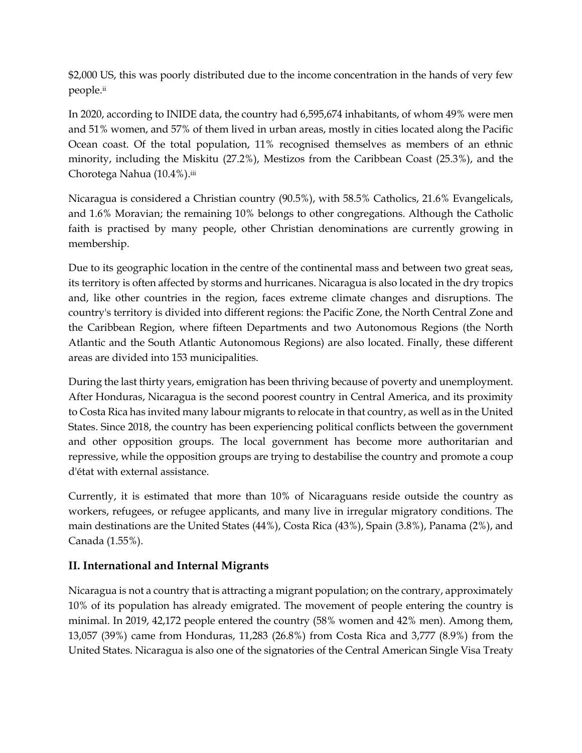$2,000 US, this was poorly distributed due to the income concentration in the hands of very few people.[ii]

In 2020, according to INIDE data, the country had 6,595,674 inhabitants, of whom 49% were men and 51% women, and 57% of them lived in urban areas, mostly in cities located along the Pacific Ocean coast. Of the total population, 11% recognised themselves as members of an ethnic minority, including the Miskitu (27.2%), Mestizos from the Caribbean Coast (25.3%), and the Chorotega Nahua (10.4%).[iii]

Nicaragua is considered a Christian country (90.5%), with 58.5% Catholics, 21.6% Evangelicals, and 1.6% Moravian; the remaining 10% belongs to other congregations. Although the Catholic faith is practised by many people, other Christian denominations are currently growing in membership.

Due to its geographic location in the centre of the continental mass and between two great seas, its territory is often affected by storms and hurricanes. Nicaragua is also located in the dry tropics and, like other countries in the region, faces extreme climate changes and disruptions. The country's territory is divided into different regions: the Pacific Zone, the North Central Zone and the Caribbean Region, where fifteen Departments and two Autonomous Regions (the North Atlantic and the South Atlantic Autonomous Regions) are also located. Finally, these different areas are divided into 153 municipalities.

During the last thirty years, emigration has been thriving because of poverty and unemployment. After Honduras, Nicaragua is the second poorest country in Central America, and its proximity to Costa Rica has invited many labour migrants to relocate in that country, as well as in the United States. Since 2018, the country has been experiencing political conflicts between the government and other opposition groups. The local government has become more authoritarian and repressive, while the opposition groups are trying to destabilise the country and promote a coup d'état with external assistance.

Currently, it is estimated that more than 10% of Nicaraguans reside outside the country as workers, refugees, or refugee applicants, and many live in irregular migratory conditions. The main destinations are the United States (44%), Costa Rica (43%), Spain (3.8%), Panama (2%), and Canada (1.55%).

## II. International and Internal Migrants

Nicaragua is not a country that is attracting a migrant population; on the contrary, approximately 10% of its population has already emigrated. The movement of people entering the country is minimal. In 2019, 42,172 people entered the country (58% women and 42% men). Among them, 13,057 (39%) came from Honduras, 11,283 (26.8%) from Costa Rica and 3,777 (8.9%) from the United States. Nicaragua is also one of the signatories of the Central American Single Visa Treaty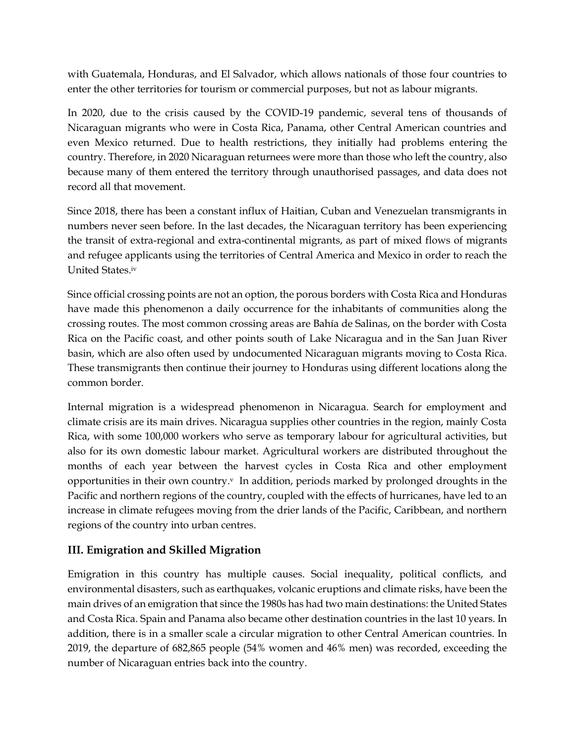with Guatemala, Honduras, and El Salvador, which allows nationals of those four countries to enter the other territories for tourism or commercial purposes, but not as labour migrants.

In 2020, due to the crisis caused by the COVID-19 pandemic, several tens of thousands of Nicaraguan migrants who were in Costa Rica, Panama, other Central American countries and even Mexico returned. Due to health restrictions, they initially had problems entering the country. Therefore, in 2020 Nicaraguan returnees were more than those who left the country, also because many of them entered the territory through unauthorised passages, and data does not record all that movement.

Since 2018, there has been a constant influx of Haitian, Cuban and Venezuelan transmigrants in numbers never seen before. In the last decades, the Nicaraguan territory has been experiencing the transit of extra-regional and extra-continental migrants, as part of mixed flows of migrants and refugee applicants using the territories of Central America and Mexico in order to reach the United States.[iv]

Since official crossing points are not an option, the porous borders with Costa Rica and Honduras have made this phenomenon a daily occurrence for the inhabitants of communities along the crossing routes. The most common crossing areas are Bahía de Salinas, on the border with Costa Rica on the Pacific coast, and other points south of Lake Nicaragua and in the San Juan River basin, which are also often used by undocumented Nicaraguan migrants moving to Costa Rica. These transmigrants then continue their journey to Honduras using different locations along the common border.

Internal migration is a widespread phenomenon in Nicaragua. Search for employment and climate crisis are its main drives. Nicaragua supplies other countries in the region, mainly Costa Rica, with some 100,000 workers who serve as temporary labour for agricultural activities, but also for its own domestic labour market. Agricultural workers are distributed throughout the months of each year between the harvest cycles in Costa Rica and other employment opportunities in their own country.[v] In addition, periods marked by prolonged droughts in the Pacific and northern regions of the country, coupled with the effects of hurricanes, have led to an increase in climate refugees moving from the drier lands of the Pacific, Caribbean, and northern regions of the country into urban centres.

## III. Emigration and Skilled Migration

Emigration in this country has multiple causes. Social inequality, political conflicts, and environmental disasters, such as earthquakes, volcanic eruptions and climate risks, have been the main drives of an emigration that since the 1980s has had two main destinations: the United States and Costa Rica. Spain and Panama also became other destination countries in the last 10 years. In addition, there is in a smaller scale a circular migration to other Central American countries. In 2019, the departure of 682,865 people (54% women and 46% men) was recorded, exceeding the number of Nicaraguan entries back into the country.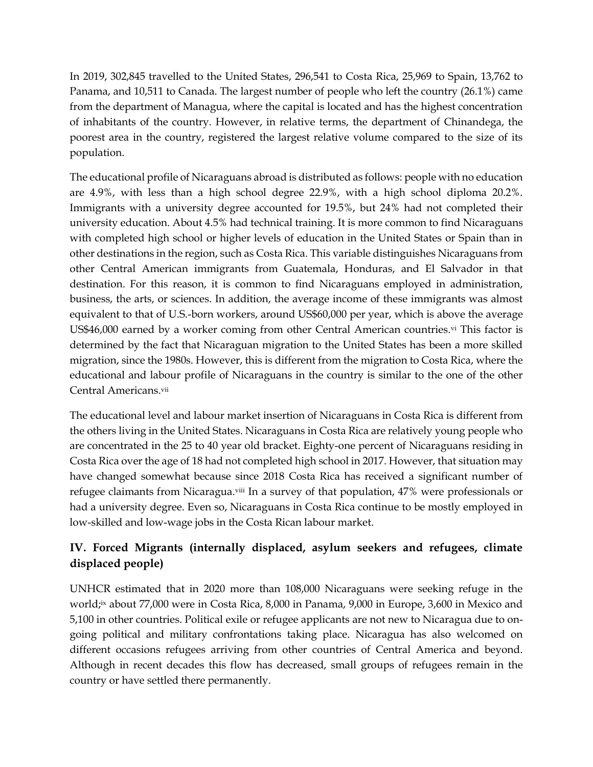In 2019, 302,845 travelled to the United States, 296,541 to Costa Rica, 25,969 to Spain, 13,762 to Panama, and 10,511 to Canada. The largest number of people who left the country (26.1%) came from the department of Managua, where the capital is located and has the highest concentration of inhabitants of the country. However, in relative terms, the department of Chinandega, the poorest area in the country, registered the largest relative volume compared to the size of its population.

The educational profile of Nicaraguans abroad is distributed as follows: people with no education are 4.9%, with less than a high school degree 22.9%, with a high school diploma 20.2%. Immigrants with a university degree accounted for 19.5%, but 24% had not completed their university education. About 4.5% had technical training. It is more common to find Nicaraguans with completed high school or higher levels of education in the United States or Spain than in other destinations in the region, such as Costa Rica. This variable distinguishes Nicaraguans from other Central American immigrants from Guatemala, Honduras, and El Salvador in that destination. For this reason, it is common to find Nicaraguans employed in administration, business, the arts, or sciences. In addition, the average income of these immigrants was almost equivalent to that of U.S.-born workers, around US$60,000 per year, which is above the average US$46,000 earned by a worker coming from other Central American countries.[vi] This factor is determined by the fact that Nicaraguan migration to the United States has been a more skilled migration, since the 1980s. However, this is different from the migration to Costa Rica, where the educational and labour profile of Nicaraguans in the country is similar to the one of the other Central Americans.[vii]

The educational level and labour market insertion of Nicaraguans in Costa Rica is different from the others living in the United States. Nicaraguans in Costa Rica are relatively young people who are concentrated in the 25 to 40 year old bracket. Eighty-one percent of Nicaraguans residing in Costa Rica over the age of 18 had not completed high school in 2017. However, that situation may have changed somewhat because since 2018 Costa Rica has received a significant number of refugee claimants from Nicaragua.[viii] In a survey of that population, 47% were professionals or had a university degree. Even so, Nicaraguans in Costa Rica continue to be mostly employed in low-skilled and low-wage jobs in the Costa Rican labour market.

## IV. Forced Migrants (internally displaced, asylum seekers and refugees, climate displaced people)

UNHCR estimated that in 2020 more than 108,000 Nicaraguans were seeking refuge in the world;[ix] about 77,000 were in Costa Rica, 8,000 in Panama, 9,000 in Europe, 3,600 in Mexico and 5,100 in other countries. Political exile or refugee applicants are not new to Nicaragua due to on-going political and military confrontations taking place. Nicaragua has also welcomed on different occasions refugees arriving from other countries of Central America and beyond. Although in recent decades this flow has decreased, small groups of refugees remain in the country or have settled there permanently.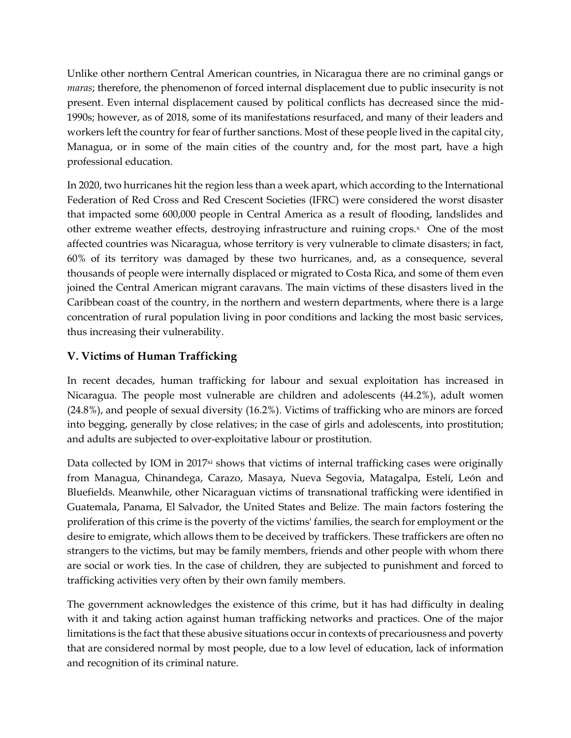Unlike other northern Central American countries, in Nicaragua there are no criminal gangs or *maras*; therefore, the phenomenon of forced internal displacement due to public insecurity is not present. Even internal displacement caused by political conflicts has decreased since the mid-1990s; however, as of 2018, some of its manifestations resurfaced, and many of their leaders and workers left the country for fear of further sanctions. Most of these people lived in the capital city, Managua, or in some of the main cities of the country and, for the most part, have a high professional education.

In 2020, two hurricanes hit the region less than a week apart, which according to the International Federation of Red Cross and Red Crescent Societies (IFRC) were considered the worst disaster that impacted some 600,000 people in Central America as a result of flooding, landslides and other extreme weather effects, destroying infrastructure and ruining crops.[x] One of the most affected countries was Nicaragua, whose territory is very vulnerable to climate disasters; in fact, 60% of its territory was damaged by these two hurricanes, and, as a consequence, several thousands of people were internally displaced or migrated to Costa Rica, and some of them even joined the Central American migrant caravans. The main victims of these disasters lived in the Caribbean coast of the country, in the northern and western departments, where there is a large concentration of rural population living in poor conditions and lacking the most basic services, thus increasing their vulnerability.

## V. Victims of Human Trafficking

In recent decades, human trafficking for labour and sexual exploitation has increased in Nicaragua. The people most vulnerable are children and adolescents (44.2%), adult women (24.8%), and people of sexual diversity (16.2%). Victims of trafficking who are minors are forced into begging, generally by close relatives; in the case of girls and adolescents, into prostitution; and adults are subjected to over-exploitative labour or prostitution.

Data collected by IOM in 2017[xi] shows that victims of internal trafficking cases were originally from Managua, Chinandega, Carazo, Masaya, Nueva Segovia, Matagalpa, Estelí, León and Bluefields. Meanwhile, other Nicaraguan victims of transnational trafficking were identified in Guatemala, Panama, El Salvador, the United States and Belize. The main factors fostering the proliferation of this crime is the poverty of the victims' families, the search for employment or the desire to emigrate, which allows them to be deceived by traffickers. These traffickers are often no strangers to the victims, but may be family members, friends and other people with whom there are social or work ties. In the case of children, they are subjected to punishment and forced to trafficking activities very often by their own family members.

The government acknowledges the existence of this crime, but it has had difficulty in dealing with it and taking action against human trafficking networks and practices. One of the major limitations is the fact that these abusive situations occur in contexts of precariousness and poverty that are considered normal by most people, due to a low level of education, lack of information and recognition of its criminal nature.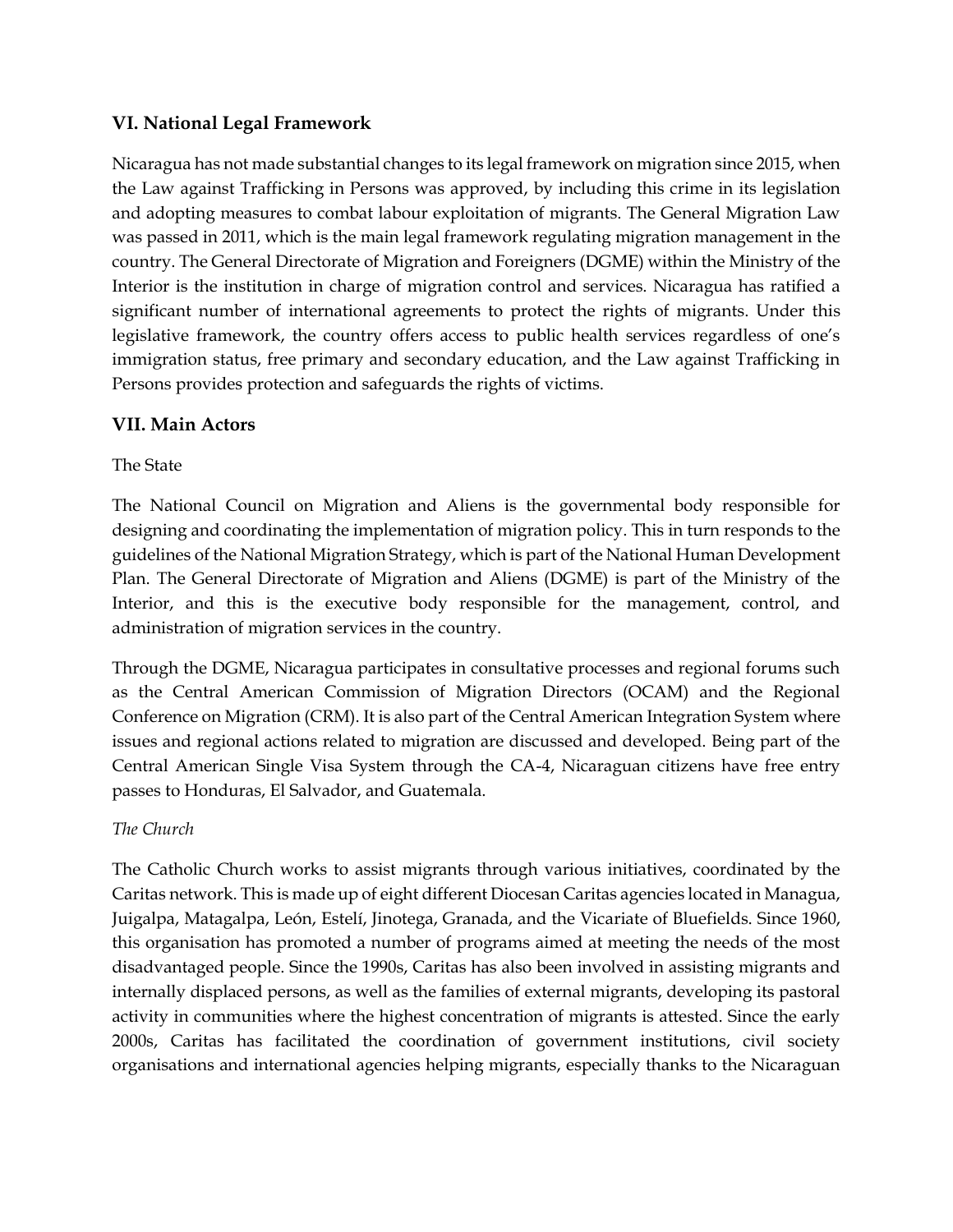## VI. National Legal Framework

Nicaragua has not made substantial changes to its legal framework on migration since 2015, when the Law against Trafficking in Persons was approved, by including this crime in its legislation and adopting measures to combat labour exploitation of migrants. The General Migration Law was passed in 2011, which is the main legal framework regulating migration management in the country. The General Directorate of Migration and Foreigners (DGME) within the Ministry of the Interior is the institution in charge of migration control and services. Nicaragua has ratified a significant number of international agreements to protect the rights of migrants. Under this legislative framework, the country offers access to public health services regardless of one's immigration status, free primary and secondary education, and the Law against Trafficking in Persons provides protection and safeguards the rights of victims.

## VII. Main Actors

The State

The National Council on Migration and Aliens is the governmental body responsible for designing and coordinating the implementation of migration policy. This in turn responds to the guidelines of the National Migration Strategy, which is part of the National Human Development Plan. The General Directorate of Migration and Aliens (DGME) is part of the Ministry of the Interior, and this is the executive body responsible for the management, control, and administration of migration services in the country.

Through the DGME, Nicaragua participates in consultative processes and regional forums such as the Central American Commission of Migration Directors (OCAM) and the Regional Conference on Migration (CRM). It is also part of the Central American Integration System where issues and regional actions related to migration are discussed and developed. Being part of the Central American Single Visa System through the CA-4, Nicaraguan citizens have free entry passes to Honduras, El Salvador, and Guatemala.

*The Church*

The Catholic Church works to assist migrants through various initiatives, coordinated by the Caritas network. This is made up of eight different Diocesan Caritas agencies located in Managua, Juigalpa, Matagalpa, León, Estelí, Jinotega, Granada, and the Vicariate of Bluefields. Since 1960, this organisation has promoted a number of programs aimed at meeting the needs of the most disadvantaged people. Since the 1990s, Caritas has also been involved in assisting migrants and internally displaced persons, as well as the families of external migrants, developing its pastoral activity in communities where the highest concentration of migrants is attested. Since the early 2000s, Caritas has facilitated the coordination of government institutions, civil society organisations and international agencies helping migrants, especially thanks to the Nicaraguan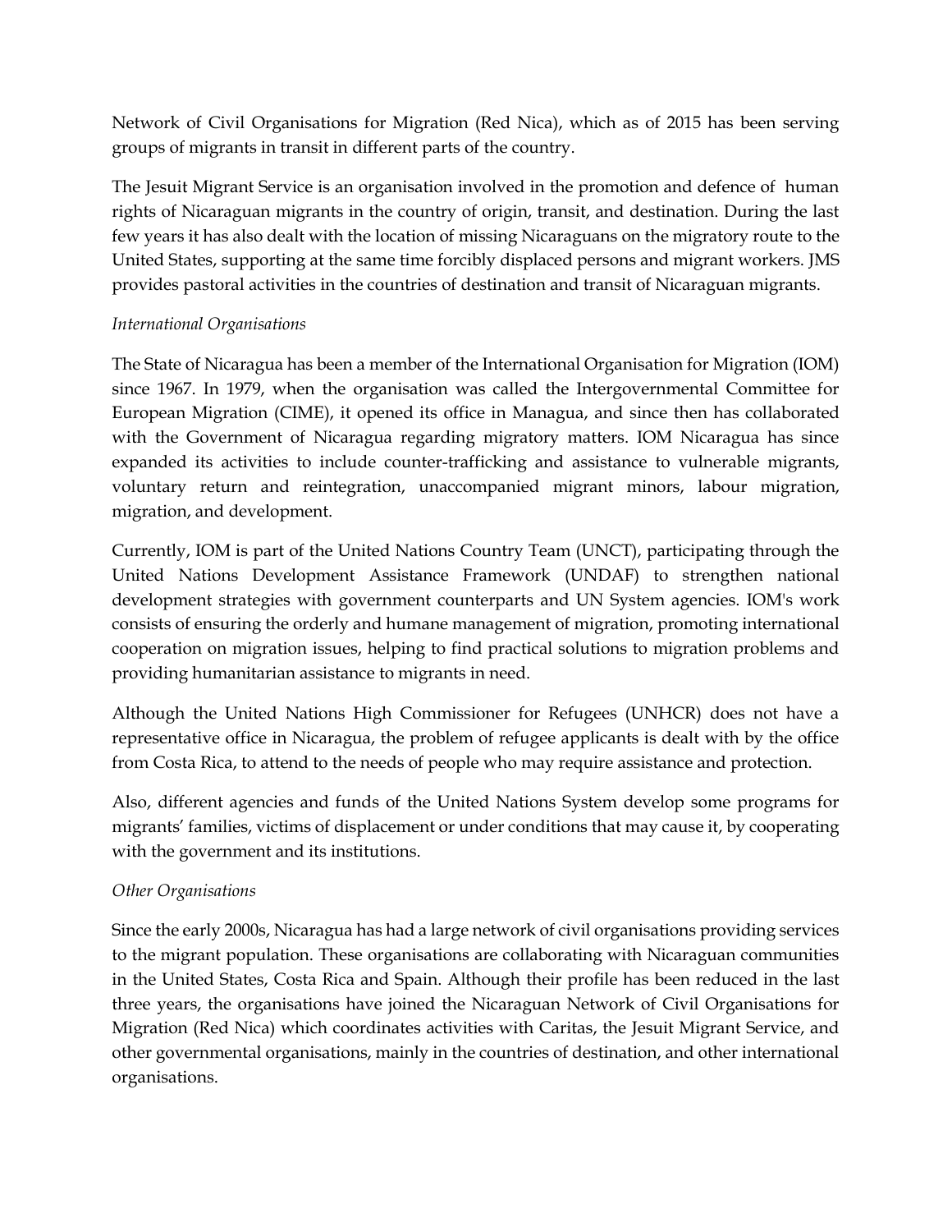Network of Civil Organisations for Migration (Red Nica), which as of 2015 has been serving groups of migrants in transit in different parts of the country.

The Jesuit Migrant Service is an organisation involved in the promotion and defence of human rights of Nicaraguan migrants in the country of origin, transit, and destination. During the last few years it has also dealt with the location of missing Nicaraguans on the migratory route to the United States, supporting at the same time forcibly displaced persons and migrant workers. JMS provides pastoral activities in the countries of destination and transit of Nicaraguan migrants.

*International Organisations*

The State of Nicaragua has been a member of the International Organisation for Migration (IOM) since 1967. In 1979, when the organisation was called the Intergovernmental Committee for European Migration (CIME), it opened its office in Managua, and since then has collaborated with the Government of Nicaragua regarding migratory matters. IOM Nicaragua has since expanded its activities to include counter-trafficking and assistance to vulnerable migrants, voluntary return and reintegration, unaccompanied migrant minors, labour migration, migration, and development.

Currently, IOM is part of the United Nations Country Team (UNCT), participating through the United Nations Development Assistance Framework (UNDAF) to strengthen national development strategies with government counterparts and UN System agencies. IOM's work consists of ensuring the orderly and humane management of migration, promoting international cooperation on migration issues, helping to find practical solutions to migration problems and providing humanitarian assistance to migrants in need.

Although the United Nations High Commissioner for Refugees (UNHCR) does not have a representative office in Nicaragua, the problem of refugee applicants is dealt with by the office from Costa Rica, to attend to the needs of people who may require assistance and protection.

Also, different agencies and funds of the United Nations System develop some programs for migrants' families, victims of displacement or under conditions that may cause it, by cooperating with the government and its institutions.

*Other Organisations*

Since the early 2000s, Nicaragua has had a large network of civil organisations providing services to the migrant population. These organisations are collaborating with Nicaraguan communities in the United States, Costa Rica and Spain. Although their profile has been reduced in the last three years, the organisations have joined the Nicaraguan Network of Civil Organisations for Migration (Red Nica) which coordinates activities with Caritas, the Jesuit Migrant Service, and other governmental organisations, mainly in the countries of destination, and other international organisations.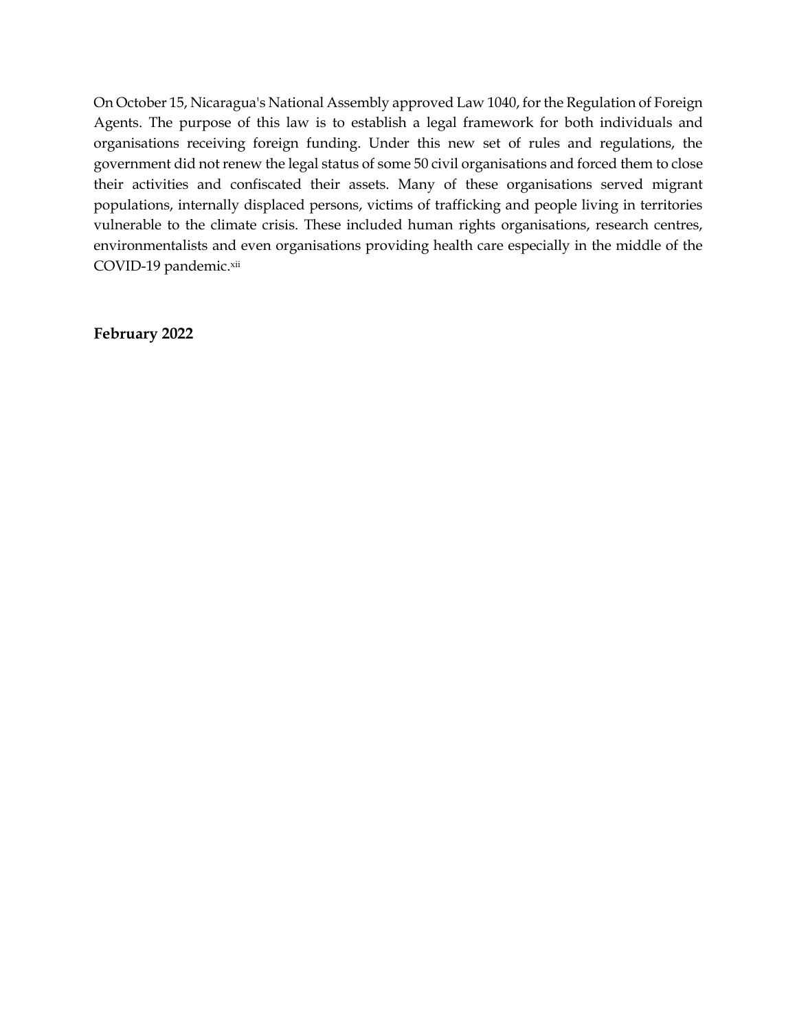On October 15, Nicaragua's National Assembly approved Law 1040, for the Regulation of Foreign Agents. The purpose of this law is to establish a legal framework for both individuals and organisations receiving foreign funding. Under this new set of rules and regulations, the government did not renew the legal status of some 50 civil organisations and forced them to close their activities and confiscated their assets. Many of these organisations served migrant populations, internally displaced persons, victims of trafficking and people living in territories vulnerable to the climate crisis. These included human rights organisations, research centres, environmentalists and even organisations providing health care especially in the middle of the COVID-19 pandemic.[xii]

**February 2022**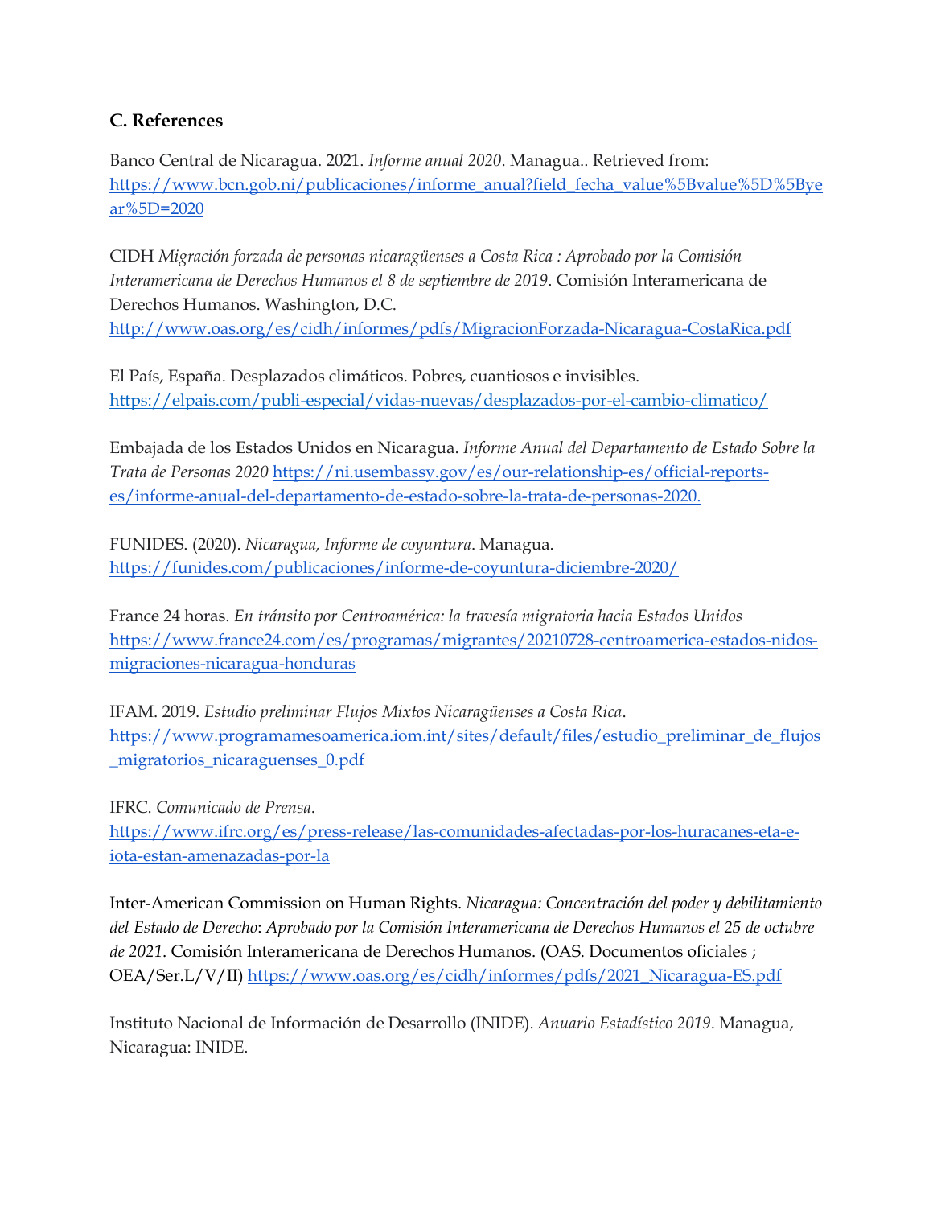### C. References

Banco Central de Nicaragua. 2021. *Informe anual 2020*. Managua.. Retrieved from: https://www.bcn.gob.ni/publicaciones/informe_anual?field_fecha_value%5Bvalue%5D%5Byear%5D=2020

CIDH *Migración forzada de personas nicaragüenses a Costa Rica : Aprobado por la Comisión Interamericana de Derechos Humanos el 8 de septiembre de 2019*. Comisión Interamericana de Derechos Humanos. Washington, D.C. http://www.oas.org/es/cidh/informes/pdfs/MigracionForzada-Nicaragua-CostaRica.pdf

El País, España. Desplazados climáticos. Pobres, cuantiosos e invisibles. https://elpais.com/publi-especial/vidas-nuevas/desplazados-por-el-cambio-climatico/

Embajada de los Estados Unidos en Nicaragua. *Informe Anual del Departamento de Estado Sobre la Trata de Personas 2020* https://ni.usembassy.gov/es/our-relationship-es/official-reports-es/informe-anual-del-departamento-de-estado-sobre-la-trata-de-personas-2020.

FUNIDES. (2020). *Nicaragua, Informe de coyuntura*. Managua. https://funides.com/publicaciones/informe-de-coyuntura-diciembre-2020/

France 24 horas. *En tránsito por Centroamérica: la travesía migratoria hacia Estados Unidos* https://www.france24.com/es/programas/migrantes/20210728-centroamerica-estados-nidos-migraciones-nicaragua-honduras

IFAM. 2019. *Estudio preliminar Flujos Mixtos Nicaragüenses a Costa Rica*. https://www.programamesoamerica.iom.int/sites/default/files/estudio_preliminar_de_flujos_migratorios_nicaraguenses_0.pdf

IFRC. *Comunicado de Prensa*. https://www.ifrc.org/es/press-release/las-comunidades-afectadas-por-los-huracanes-eta-e-iota-estan-amenazadas-por-la

Inter-American Commission on Human Rights. *Nicaragua: Concentración del poder y debilitamiento del Estado de Derecho*: *Aprobado por la Comisión Interamericana de Derechos Humanos el 25 de octubre de 2021*. Comisión Interamericana de Derechos Humanos. (OAS. Documentos oficiales ; OEA/Ser.L/V/II) https://www.oas.org/es/cidh/informes/pdfs/2021_Nicaragua-ES.pdf

Instituto Nacional de Información de Desarrollo (INIDE). *Anuario Estadístico 2019*. Managua, Nicaragua: INIDE.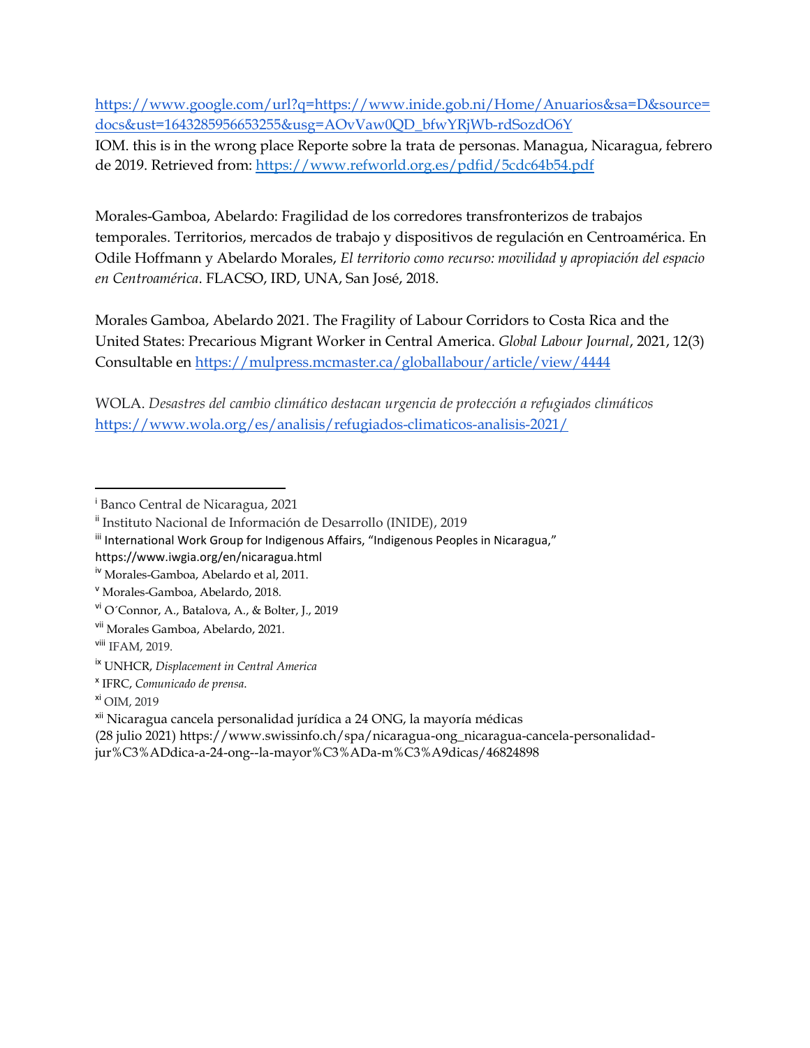https://www.google.com/url?q=https://www.inide.gob.ni/Home/Anuarios&sa=D&source=docs&ust=1643285956653255&usg=AOvVaw0QD_bfwYRjWb-rdSozdO6Y

IOM. this is in the wrong place Reporte sobre la trata de personas. Managua, Nicaragua, febrero de 2019. Retrieved from: https://www.refworld.org.es/pdfid/5cdc64b54.pdf

Morales-Gamboa, Abelardo: Fragilidad de los corredores transfronterizos de trabajos temporales. Territorios, mercados de trabajo y dispositivos de regulación en Centroamérica. En Odile Hoffmann y Abelardo Morales, *El territorio como recurso: movilidad y apropiación del espacio en Centroamérica*. FLACSO, IRD, UNA, San José, 2018.

Morales Gamboa, Abelardo 2021. The Fragility of Labour Corridors to Costa Rica and the United States: Precarious Migrant Worker in Central America. *Global Labour Journal*, 2021, 12(3) Consultable en https://mulpress.mcmaster.ca/globallabour/article/view/4444

WOLA. *Desastres del cambio climático destacan urgencia de protección a refugiados climáticos* https://www.wola.org/es/analisis/refugiados-climaticos-analisis-2021/

---

[i] Banco Central de Nicaragua, 2021

[ii] Instituto Nacional de Información de Desarrollo (INIDE), 2019

[iii] International Work Group for Indigenous Affairs, "Indigenous Peoples in Nicaragua," https://www.iwgia.org/en/nicaragua.html

[iv] Morales-Gamboa, Abelardo et al, 2011.

[v] Morales-Gamboa, Abelardo, 2018.

[vi] O´Connor, A., Batalova, A., & Bolter, J., 2019

[vii] Morales Gamboa, Abelardo, 2021.

[viii] IFAM, 2019.

[ix] UNHCR, *Displacement in Central America*

[x] IFRC, *Comunicado de prensa.*

[xi] OIM, 2019

[xii] Nicaragua cancela personalidad jurídica a 24 ONG, la mayoría médicas (28 julio 2021) https://www.swissinfo.ch/spa/nicaragua-ong_nicaragua-cancela-personalidad-jur%C3%ADdica-a-24-ong--la-mayor%C3%ADa-m%C3%A9dicas/46824898